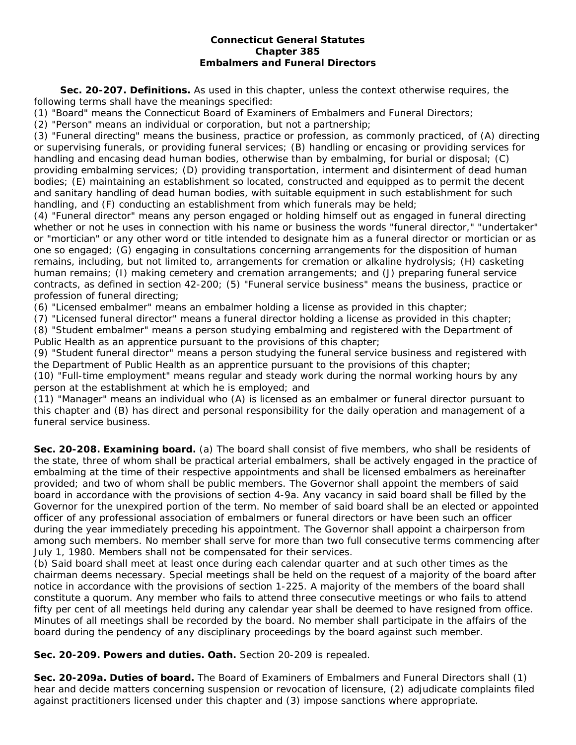**Connecticut General Statutes**
**Chapter 385**
**Embalmers and Funeral Directors**

**Sec. 20-207. Definitions.** As used in this chapter, unless the context otherwise requires, the following terms shall have the meanings specified:

(1) "Board" means the Connecticut Board of Examiners of Embalmers and Funeral Directors;

(2) "Person" means an individual or corporation, but not a partnership;

(3) "Funeral directing" means the business, practice or profession, as commonly practiced, of (A) directing or supervising funerals, or providing funeral services; (B) handling or encasing or providing services for handling and encasing dead human bodies, otherwise than by embalming, for burial or disposal; (C) providing embalming services; (D) providing transportation, interment and disinterment of dead human bodies; (E) maintaining an establishment so located, constructed and equipped as to permit the decent and sanitary handling of dead human bodies, with suitable equipment in such establishment for such handling, and (F) conducting an establishment from which funerals may be held;

(4) "Funeral director" means any person engaged or holding himself out as engaged in funeral directing whether or not he uses in connection with his name or business the words "funeral director," "undertaker" or "mortician" or any other word or title intended to designate him as a funeral director or mortician or as one so engaged; (G) engaging in consultations concerning arrangements for the disposition of human remains, including, but not limited to, arrangements for cremation or alkaline hydrolysis; (H) casketing human remains; (I) making cemetery and cremation arrangements; and (J) preparing funeral service contracts, as defined in section 42-200; (5) "Funeral service business" means the business, practice or profession of funeral directing;

(6) "Licensed embalmer" means an embalmer holding a license as provided in this chapter;

(7) "Licensed funeral director" means a funeral director holding a license as provided in this chapter;

(8) "Student embalmer" means a person studying embalming and registered with the Department of Public Health as an apprentice pursuant to the provisions of this chapter;

(9) "Student funeral director" means a person studying the funeral service business and registered with the Department of Public Health as an apprentice pursuant to the provisions of this chapter;

(10) "Full-time employment" means regular and steady work during the normal working hours by any person at the establishment at which he is employed; and

(11) "Manager" means an individual who (A) is licensed as an embalmer or funeral director pursuant to this chapter and (B) has direct and personal responsibility for the daily operation and management of a funeral service business.

**Sec. 20-208. Examining board.** (a) The board shall consist of five members, who shall be residents of the state, three of whom shall be practical arterial embalmers, shall be actively engaged in the practice of embalming at the time of their respective appointments and shall be licensed embalmers as hereinafter provided; and two of whom shall be public members. The Governor shall appoint the members of said board in accordance with the provisions of section 4-9a. Any vacancy in said board shall be filled by the Governor for the unexpired portion of the term. No member of said board shall be an elected or appointed officer of any professional association of embalmers or funeral directors or have been such an officer during the year immediately preceding his appointment. The Governor shall appoint a chairperson from among such members. No member shall serve for more than two full consecutive terms commencing after July 1, 1980. Members shall not be compensated for their services.

(b) Said board shall meet at least once during each calendar quarter and at such other times as the chairman deems necessary. Special meetings shall be held on the request of a majority of the board after notice in accordance with the provisions of section 1-225. A majority of the members of the board shall constitute a quorum. Any member who fails to attend three consecutive meetings or who fails to attend fifty per cent of all meetings held during any calendar year shall be deemed to have resigned from office. Minutes of all meetings shall be recorded by the board. No member shall participate in the affairs of the board during the pendency of any disciplinary proceedings by the board against such member.

**Sec. 20-209. Powers and duties. Oath.** Section 20-209 is repealed.

**Sec. 20-209a. Duties of board.** The Board of Examiners of Embalmers and Funeral Directors shall (1) hear and decide matters concerning suspension or revocation of licensure, (2) adjudicate complaints filed against practitioners licensed under this chapter and (3) impose sanctions where appropriate.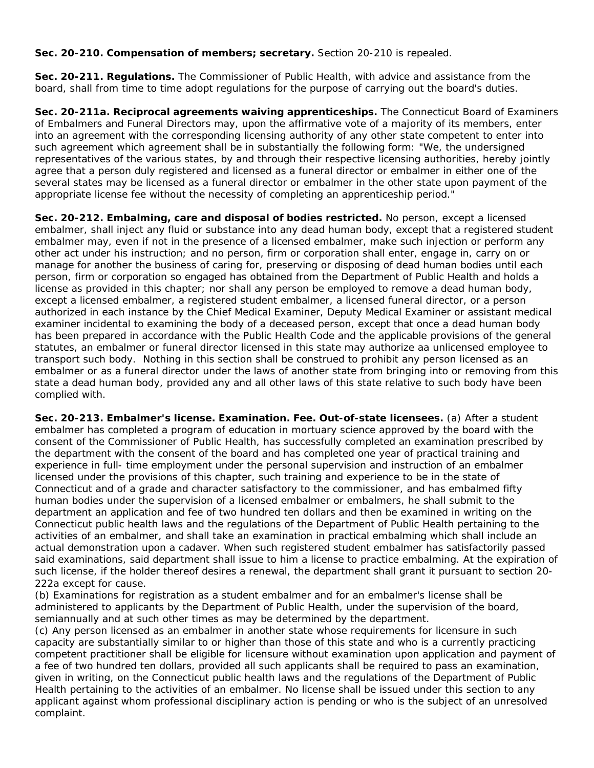**Sec. 20-210. Compensation of members; secretary.** Section 20-210 is repealed.

**Sec. 20-211. Regulations.** The Commissioner of Public Health, with advice and assistance from the board, shall from time to time adopt regulations for the purpose of carrying out the board's duties.

**Sec. 20-211a. Reciprocal agreements waiving apprenticeships.** The Connecticut Board of Examiners of Embalmers and Funeral Directors may, upon the affirmative vote of a majority of its members, enter into an agreement with the corresponding licensing authority of any other state competent to enter into such agreement which agreement shall be in substantially the following form: "We, the undersigned representatives of the various states, by and through their respective licensing authorities, hereby jointly agree that a person duly registered and licensed as a funeral director or embalmer in either one of the several states may be licensed as a funeral director or embalmer in the other state upon payment of the appropriate license fee without the necessity of completing an apprenticeship period."

**Sec. 20-212. Embalming, care and disposal of bodies restricted.** No person, except a licensed embalmer, shall inject any fluid or substance into any dead human body, except that a registered student embalmer may, even if not in the presence of a licensed embalmer, make such injection or perform any other act under his instruction; and no person, firm or corporation shall enter, engage in, carry on or manage for another the business of caring for, preserving or disposing of dead human bodies until each person, firm or corporation so engaged has obtained from the Department of Public Health and holds a license as provided in this chapter; nor shall any person be employed to remove a dead human body, except a licensed embalmer, a registered student embalmer, a licensed funeral director, or a person authorized in each instance by the Chief Medical Examiner, Deputy Medical Examiner or assistant medical examiner incidental to examining the body of a deceased person, except that once a dead human body has been prepared in accordance with the Public Health Code and the applicable provisions of the general statutes, an embalmer or funeral director licensed in this state may authorize aa unlicensed employee to transport such body. Nothing in this section shall be construed to prohibit any person licensed as an embalmer or as a funeral director under the laws of another state from bringing into or removing from this state a dead human body, provided any and all other laws of this state relative to such body have been complied with.

**Sec. 20-213. Embalmer's license. Examination. Fee. Out-of-state licensees.** (a) After a student embalmer has completed a program of education in mortuary science approved by the board with the consent of the Commissioner of Public Health, has successfully completed an examination prescribed by the department with the consent of the board and has completed one year of practical training and experience in full- time employment under the personal supervision and instruction of an embalmer licensed under the provisions of this chapter, such training and experience to be in the state of Connecticut and of a grade and character satisfactory to the commissioner, and has embalmed fifty human bodies under the supervision of a licensed embalmer or embalmers, he shall submit to the department an application and fee of two hundred ten dollars and then be examined in writing on the Connecticut public health laws and the regulations of the Department of Public Health pertaining to the activities of an embalmer, and shall take an examination in practical embalming which shall include an actual demonstration upon a cadaver. When such registered student embalmer has satisfactorily passed said examinations, said department shall issue to him a license to practice embalming. At the expiration of such license, if the holder thereof desires a renewal, the department shall grant it pursuant to section 20-222a except for cause.

(b) Examinations for registration as a student embalmer and for an embalmer's license shall be administered to applicants by the Department of Public Health, under the supervision of the board, semiannually and at such other times as may be determined by the department.

(c) Any person licensed as an embalmer in another state whose requirements for licensure in such capacity are substantially similar to or higher than those of this state and who is a currently practicing competent practitioner shall be eligible for licensure without examination upon application and payment of a fee of two hundred ten dollars, provided all such applicants shall be required to pass an examination, given in writing, on the Connecticut public health laws and the regulations of the Department of Public Health pertaining to the activities of an embalmer. No license shall be issued under this section to any applicant against whom professional disciplinary action is pending or who is the subject of an unresolved complaint.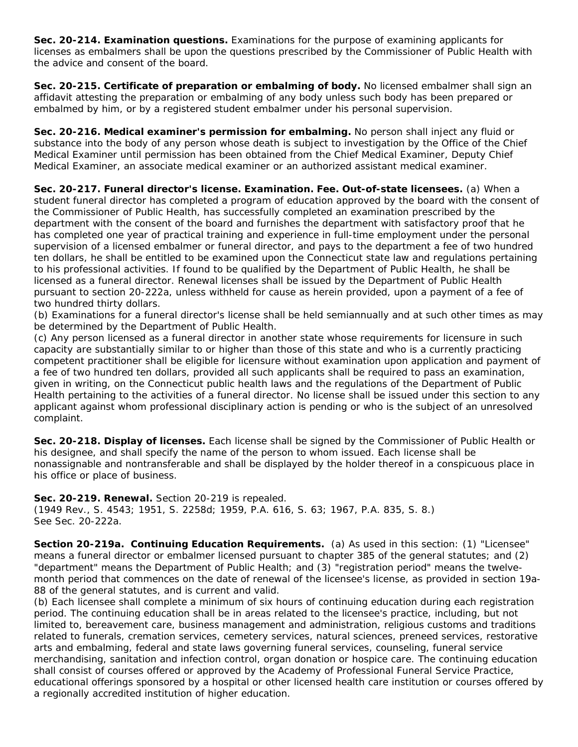**Sec. 20-214. Examination questions.** Examinations for the purpose of examining applicants for licenses as embalmers shall be upon the questions prescribed by the Commissioner of Public Health with the advice and consent of the board.

**Sec. 20-215. Certificate of preparation or embalming of body.** No licensed embalmer shall sign an affidavit attesting the preparation or embalming of any body unless such body has been prepared or embalmed by him, or by a registered student embalmer under his personal supervision.

**Sec. 20-216. Medical examiner's permission for embalming.** No person shall inject any fluid or substance into the body of any person whose death is subject to investigation by the Office of the Chief Medical Examiner until permission has been obtained from the Chief Medical Examiner, Deputy Chief Medical Examiner, an associate medical examiner or an authorized assistant medical examiner.

**Sec. 20-217. Funeral director's license. Examination. Fee. Out-of-state licensees.** (a) When a student funeral director has completed a program of education approved by the board with the consent of the Commissioner of Public Health, has successfully completed an examination prescribed by the department with the consent of the board and furnishes the department with satisfactory proof that he has completed one year of practical training and experience in full-time employment under the personal supervision of a licensed embalmer or funeral director, and pays to the department a fee of two hundred ten dollars, he shall be entitled to be examined upon the Connecticut state law and regulations pertaining to his professional activities. If found to be qualified by the Department of Public Health, he shall be licensed as a funeral director. Renewal licenses shall be issued by the Department of Public Health pursuant to section 20-222a, unless withheld for cause as herein provided, upon a payment of a fee of two hundred thirty dollars.
(b) Examinations for a funeral director's license shall be held semiannually and at such other times as may be determined by the Department of Public Health.
(c) Any person licensed as a funeral director in another state whose requirements for licensure in such capacity are substantially similar to or higher than those of this state and who is a currently practicing competent practitioner shall be eligible for licensure without examination upon application and payment of a fee of two hundred ten dollars, provided all such applicants shall be required to pass an examination, given in writing, on the Connecticut public health laws and the regulations of the Department of Public Health pertaining to the activities of a funeral director. No license shall be issued under this section to any applicant against whom professional disciplinary action is pending or who is the subject of an unresolved complaint.

**Sec. 20-218. Display of licenses.** Each license shall be signed by the Commissioner of Public Health or his designee, and shall specify the name of the person to whom issued. Each license shall be nonassignable and nontransferable and shall be displayed by the holder thereof in a conspicuous place in his office or place of business.

**Sec. 20-219. Renewal.** Section 20-219 is repealed.
(1949 Rev., S. 4543; 1951, S. 2258d; 1959, P.A. 616, S. 63; 1967, P.A. 835, S. 8.)
See Sec. 20-222a.

**Section 20-219a. Continuing Education Requirements.** (a) As used in this section: (1) "Licensee" means a funeral director or embalmer licensed pursuant to chapter 385 of the general statutes; and (2) "department" means the Department of Public Health; and (3) "registration period" means the twelve-month period that commences on the date of renewal of the licensee's license, as provided in section 19a-88 of the general statutes, and is current and valid.
(b) Each licensee shall complete a minimum of six hours of continuing education during each registration period. The continuing education shall be in areas related to the licensee's practice, including, but not limited to, bereavement care, business management and administration, religious customs and traditions related to funerals, cremation services, cemetery services, natural sciences, preneed services, restorative arts and embalming, federal and state laws governing funeral services, counseling, funeral service merchandising, sanitation and infection control, organ donation or hospice care. The continuing education shall consist of courses offered or approved by the Academy of Professional Funeral Service Practice, educational offerings sponsored by a hospital or other licensed health care institution or courses offered by a regionally accredited institution of higher education.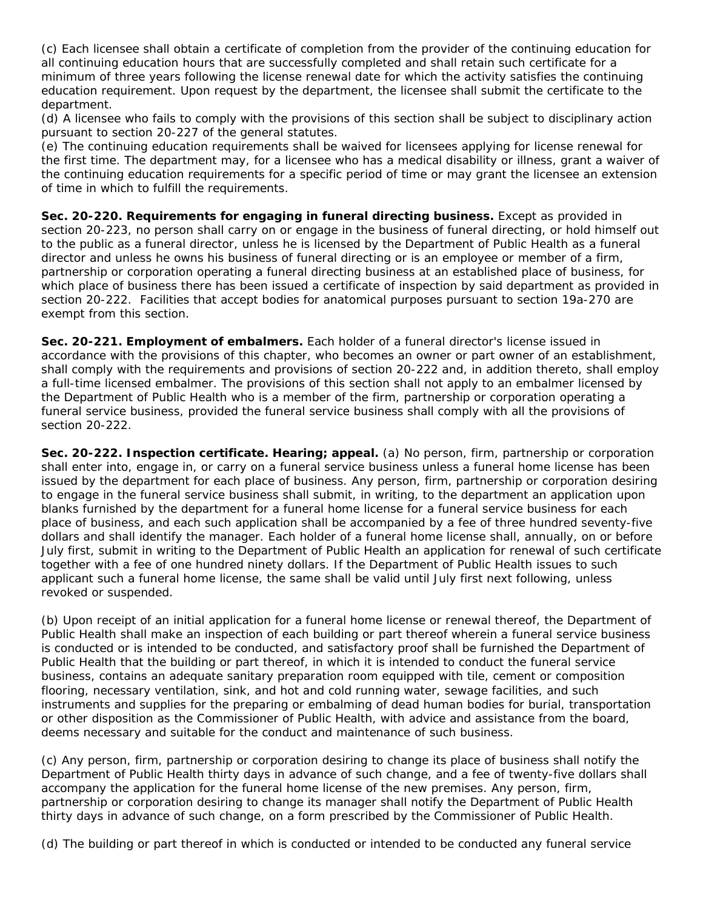(c) Each licensee shall obtain a certificate of completion from the provider of the continuing education for all continuing education hours that are successfully completed and shall retain such certificate for a minimum of three years following the license renewal date for which the activity satisfies the continuing education requirement. Upon request by the department, the licensee shall submit the certificate to the department.

(d) A licensee who fails to comply with the provisions of this section shall be subject to disciplinary action pursuant to section 20-227 of the general statutes.

(e) The continuing education requirements shall be waived for licensees applying for license renewal for the first time. The department may, for a licensee who has a medical disability or illness, grant a waiver of the continuing education requirements for a specific period of time or may grant the licensee an extension of time in which to fulfill the requirements.

**Sec. 20-220. Requirements for engaging in funeral directing business.** Except as provided in section 20-223, no person shall carry on or engage in the business of funeral directing, or hold himself out to the public as a funeral director, unless he is licensed by the Department of Public Health as a funeral director and unless he owns his business of funeral directing or is an employee or member of a firm, partnership or corporation operating a funeral directing business at an established place of business, for which place of business there has been issued a certificate of inspection by said department as provided in section 20-222. Facilities that accept bodies for anatomical purposes pursuant to section 19a-270 are exempt from this section.

**Sec. 20-221. Employment of embalmers.** Each holder of a funeral director's license issued in accordance with the provisions of this chapter, who becomes an owner or part owner of an establishment, shall comply with the requirements and provisions of section 20-222 and, in addition thereto, shall employ a full-time licensed embalmer. The provisions of this section shall not apply to an embalmer licensed by the Department of Public Health who is a member of the firm, partnership or corporation operating a funeral service business, provided the funeral service business shall comply with all the provisions of section 20-222.

**Sec. 20-222. Inspection certificate. Hearing; appeal.** (a) No person, firm, partnership or corporation shall enter into, engage in, or carry on a funeral service business unless a funeral home license has been issued by the department for each place of business. Any person, firm, partnership or corporation desiring to engage in the funeral service business shall submit, in writing, to the department an application upon blanks furnished by the department for a funeral home license for a funeral service business for each place of business, and each such application shall be accompanied by a fee of three hundred seventy-five dollars and shall identify the manager. Each holder of a funeral home license shall, annually, on or before July first, submit in writing to the Department of Public Health an application for renewal of such certificate together with a fee of one hundred ninety dollars. If the Department of Public Health issues to such applicant such a funeral home license, the same shall be valid until July first next following, unless revoked or suspended.

(b) Upon receipt of an initial application for a funeral home license or renewal thereof, the Department of Public Health shall make an inspection of each building or part thereof wherein a funeral service business is conducted or is intended to be conducted, and satisfactory proof shall be furnished the Department of Public Health that the building or part thereof, in which it is intended to conduct the funeral service business, contains an adequate sanitary preparation room equipped with tile, cement or composition flooring, necessary ventilation, sink, and hot and cold running water, sewage facilities, and such instruments and supplies for the preparing or embalming of dead human bodies for burial, transportation or other disposition as the Commissioner of Public Health, with advice and assistance from the board, deems necessary and suitable for the conduct and maintenance of such business.

(c) Any person, firm, partnership or corporation desiring to change its place of business shall notify the Department of Public Health thirty days in advance of such change, and a fee of twenty-five dollars shall accompany the application for the funeral home license of the new premises. Any person, firm, partnership or corporation desiring to change its manager shall notify the Department of Public Health thirty days in advance of such change, on a form prescribed by the Commissioner of Public Health.

(d) The building or part thereof in which is conducted or intended to be conducted any funeral service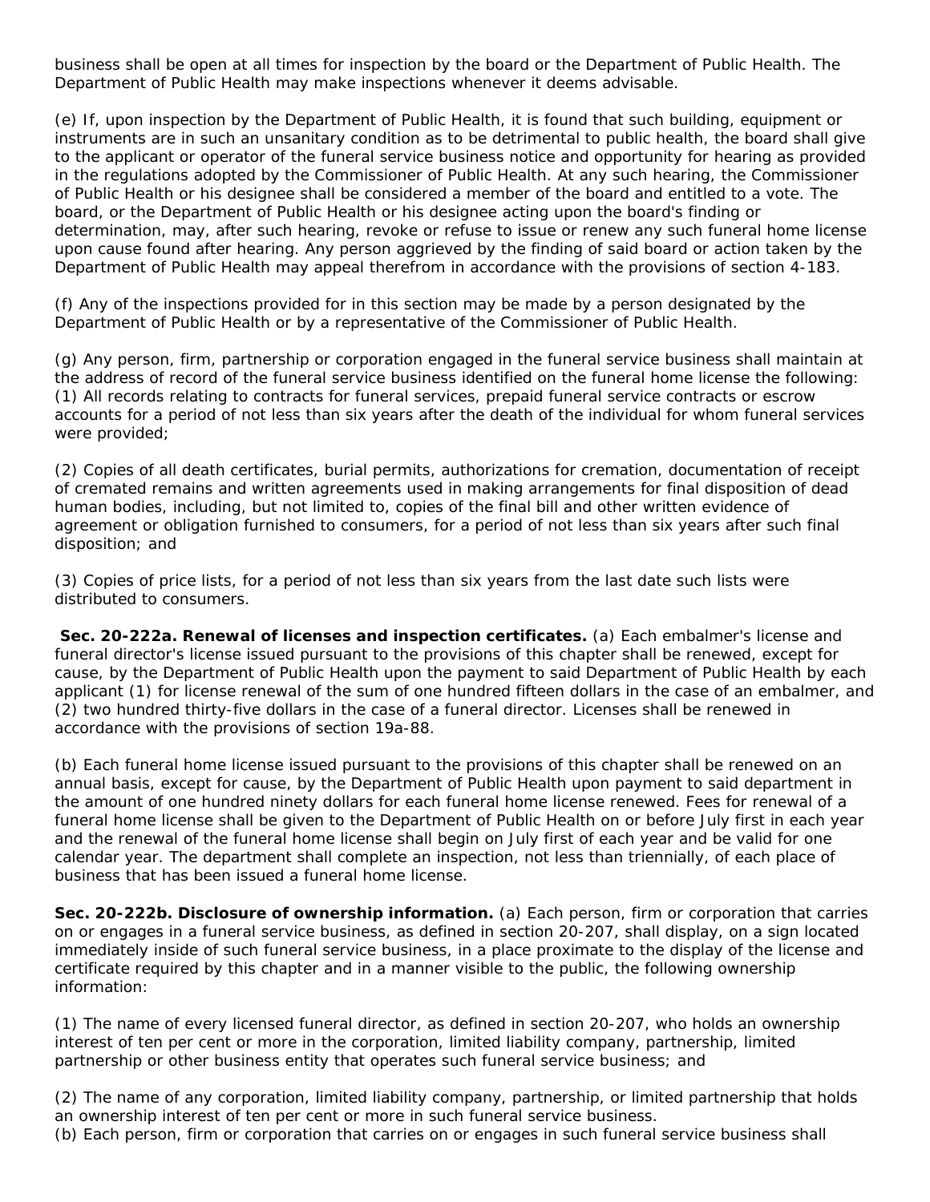business shall be open at all times for inspection by the board or the Department of Public Health. The Department of Public Health may make inspections whenever it deems advisable.

(e) If, upon inspection by the Department of Public Health, it is found that such building, equipment or instruments are in such an unsanitary condition as to be detrimental to public health, the board shall give to the applicant or operator of the funeral service business notice and opportunity for hearing as provided in the regulations adopted by the Commissioner of Public Health. At any such hearing, the Commissioner of Public Health or his designee shall be considered a member of the board and entitled to a vote. The board, or the Department of Public Health or his designee acting upon the board's finding or determination, may, after such hearing, revoke or refuse to issue or renew any such funeral home license upon cause found after hearing. Any person aggrieved by the finding of said board or action taken by the Department of Public Health may appeal therefrom in accordance with the provisions of section 4-183.

(f) Any of the inspections provided for in this section may be made by a person designated by the Department of Public Health or by a representative of the Commissioner of Public Health.

(g) Any person, firm, partnership or corporation engaged in the funeral service business shall maintain at the address of record of the funeral service business identified on the funeral home license the following: (1) All records relating to contracts for funeral services, prepaid funeral service contracts or escrow accounts for a period of not less than six years after the death of the individual for whom funeral services were provided;

(2) Copies of all death certificates, burial permits, authorizations for cremation, documentation of receipt of cremated remains and written agreements used in making arrangements for final disposition of dead human bodies, including, but not limited to, copies of the final bill and other written evidence of agreement or obligation furnished to consumers, for a period of not less than six years after such final disposition; and

(3) Copies of price lists, for a period of not less than six years from the last date such lists were distributed to consumers.

**Sec. 20-222a. Renewal of licenses and inspection certificates.** (a) Each embalmer's license and funeral director's license issued pursuant to the provisions of this chapter shall be renewed, except for cause, by the Department of Public Health upon the payment to said Department of Public Health by each applicant (1) for license renewal of the sum of one hundred fifteen dollars in the case of an embalmer, and (2) two hundred thirty-five dollars in the case of a funeral director. Licenses shall be renewed in accordance with the provisions of section 19a-88.

(b) Each funeral home license issued pursuant to the provisions of this chapter shall be renewed on an annual basis, except for cause, by the Department of Public Health upon payment to said department in the amount of one hundred ninety dollars for each funeral home license renewed. Fees for renewal of a funeral home license shall be given to the Department of Public Health on or before July first in each year and the renewal of the funeral home license shall begin on July first of each year and be valid for one calendar year. The department shall complete an inspection, not less than triennially, of each place of business that has been issued a funeral home license.

**Sec. 20-222b. Disclosure of ownership information.** (a) Each person, firm or corporation that carries on or engages in a funeral service business, as defined in section 20-207, shall display, on a sign located immediately inside of such funeral service business, in a place proximate to the display of the license and certificate required by this chapter and in a manner visible to the public, the following ownership information:

(1) The name of every licensed funeral director, as defined in section 20-207, who holds an ownership interest of ten per cent or more in the corporation, limited liability company, partnership, limited partnership or other business entity that operates such funeral service business; and

(2) The name of any corporation, limited liability company, partnership, or limited partnership that holds an ownership interest of ten per cent or more in such funeral service business.

(b) Each person, firm or corporation that carries on or engages in such funeral service business shall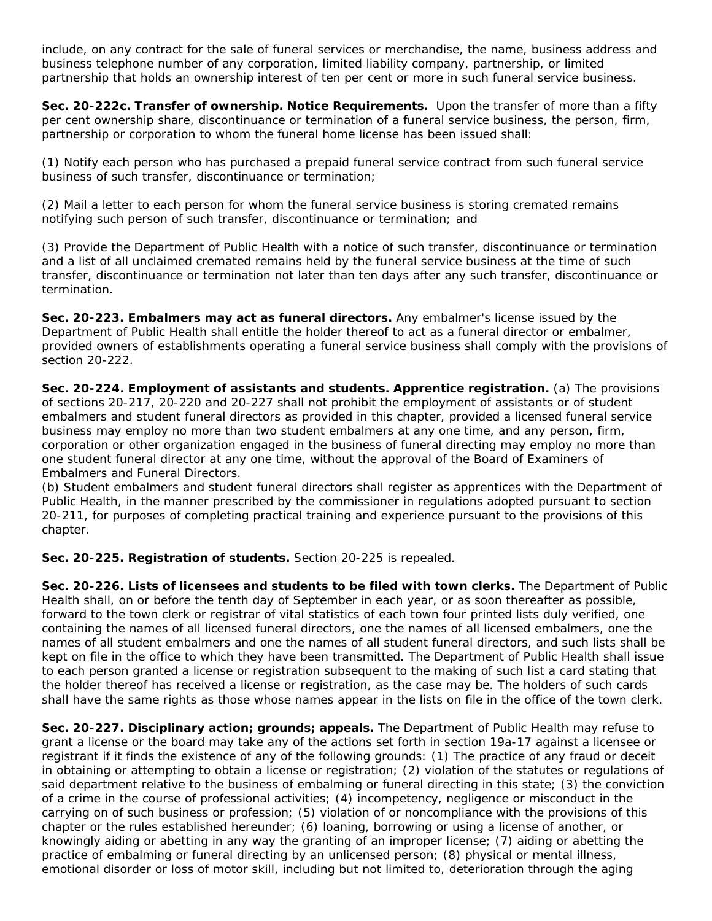include, on any contract for the sale of funeral services or merchandise, the name, business address and business telephone number of any corporation, limited liability company, partnership, or limited partnership that holds an ownership interest of ten per cent or more in such funeral service business.

**Sec. 20-222c. Transfer of ownership. Notice Requirements.** Upon the transfer of more than a fifty per cent ownership share, discontinuance or termination of a funeral service business, the person, firm, partnership or corporation to whom the funeral home license has been issued shall:

(1) Notify each person who has purchased a prepaid funeral service contract from such funeral service business of such transfer, discontinuance or termination;

(2) Mail a letter to each person for whom the funeral service business is storing cremated remains notifying such person of such transfer, discontinuance or termination; and

(3) Provide the Department of Public Health with a notice of such transfer, discontinuance or termination and a list of all unclaimed cremated remains held by the funeral service business at the time of such transfer, discontinuance or termination not later than ten days after any such transfer, discontinuance or termination.

**Sec. 20-223. Embalmers may act as funeral directors.** Any embalmer's license issued by the Department of Public Health shall entitle the holder thereof to act as a funeral director or embalmer, provided owners of establishments operating a funeral service business shall comply with the provisions of section 20-222.

**Sec. 20-224. Employment of assistants and students. Apprentice registration.** (a) The provisions of sections 20-217, 20-220 and 20-227 shall not prohibit the employment of assistants or of student embalmers and student funeral directors as provided in this chapter, provided a licensed funeral service business may employ no more than two student embalmers at any one time, and any person, firm, corporation or other organization engaged in the business of funeral directing may employ no more than one student funeral director at any one time, without the approval of the Board of Examiners of Embalmers and Funeral Directors.

(b) Student embalmers and student funeral directors shall register as apprentices with the Department of Public Health, in the manner prescribed by the commissioner in regulations adopted pursuant to section 20-211, for purposes of completing practical training and experience pursuant to the provisions of this chapter.

**Sec. 20-225. Registration of students.** Section 20-225 is repealed.

**Sec. 20-226. Lists of licensees and students to be filed with town clerks.** The Department of Public Health shall, on or before the tenth day of September in each year, or as soon thereafter as possible, forward to the town clerk or registrar of vital statistics of each town four printed lists duly verified, one containing the names of all licensed funeral directors, one the names of all licensed embalmers, one the names of all student embalmers and one the names of all student funeral directors, and such lists shall be kept on file in the office to which they have been transmitted. The Department of Public Health shall issue to each person granted a license or registration subsequent to the making of such list a card stating that the holder thereof has received a license or registration, as the case may be. The holders of such cards shall have the same rights as those whose names appear in the lists on file in the office of the town clerk.

**Sec. 20-227. Disciplinary action; grounds; appeals.** The Department of Public Health may refuse to grant a license or the board may take any of the actions set forth in section 19a-17 against a licensee or registrant if it finds the existence of any of the following grounds: (1) The practice of any fraud or deceit in obtaining or attempting to obtain a license or registration; (2) violation of the statutes or regulations of said department relative to the business of embalming or funeral directing in this state; (3) the conviction of a crime in the course of professional activities; (4) incompetency, negligence or misconduct in the carrying on of such business or profession; (5) violation of or noncompliance with the provisions of this chapter or the rules established hereunder; (6) loaning, borrowing or using a license of another, or knowingly aiding or abetting in any way the granting of an improper license; (7) aiding or abetting the practice of embalming or funeral directing by an unlicensed person; (8) physical or mental illness, emotional disorder or loss of motor skill, including but not limited to, deterioration through the aging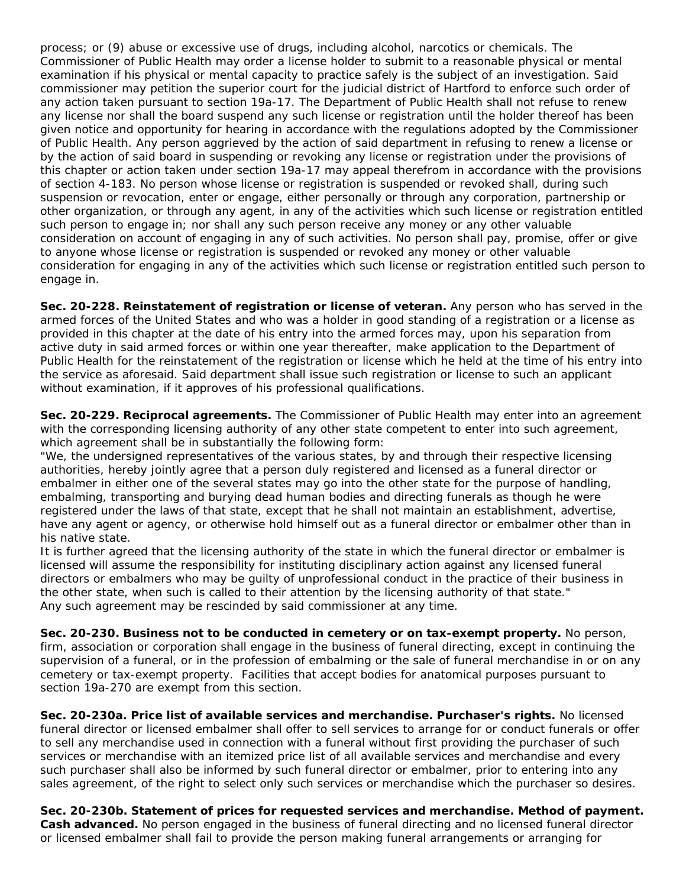process; or (9) abuse or excessive use of drugs, including alcohol, narcotics or chemicals. The Commissioner of Public Health may order a license holder to submit to a reasonable physical or mental examination if his physical or mental capacity to practice safely is the subject of an investigation. Said commissioner may petition the superior court for the judicial district of Hartford to enforce such order of any action taken pursuant to section 19a-17. The Department of Public Health shall not refuse to renew any license nor shall the board suspend any such license or registration until the holder thereof has been given notice and opportunity for hearing in accordance with the regulations adopted by the Commissioner of Public Health. Any person aggrieved by the action of said department in refusing to renew a license or by the action of said board in suspending or revoking any license or registration under the provisions of this chapter or action taken under section 19a-17 may appeal therefrom in accordance with the provisions of section 4-183. No person whose license or registration is suspended or revoked shall, during such suspension or revocation, enter or engage, either personally or through any corporation, partnership or other organization, or through any agent, in any of the activities which such license or registration entitled such person to engage in; nor shall any such person receive any money or any other valuable consideration on account of engaging in any of such activities. No person shall pay, promise, offer or give to anyone whose license or registration is suspended or revoked any money or other valuable consideration for engaging in any of the activities which such license or registration entitled such person to engage in.

**Sec. 20-228. Reinstatement of registration or license of veteran.** Any person who has served in the armed forces of the United States and who was a holder in good standing of a registration or a license as provided in this chapter at the date of his entry into the armed forces may, upon his separation from active duty in said armed forces or within one year thereafter, make application to the Department of Public Health for the reinstatement of the registration or license which he held at the time of his entry into the service as aforesaid. Said department shall issue such registration or license to such an applicant without examination, if it approves of his professional qualifications.

**Sec. 20-229. Reciprocal agreements.** The Commissioner of Public Health may enter into an agreement with the corresponding licensing authority of any other state competent to enter into such agreement, which agreement shall be in substantially the following form:

"We, the undersigned representatives of the various states, by and through their respective licensing authorities, hereby jointly agree that a person duly registered and licensed as a funeral director or embalmer in either one of the several states may go into the other state for the purpose of handling, embalming, transporting and burying dead human bodies and directing funerals as though he were registered under the laws of that state, except that he shall not maintain an establishment, advertise, have any agent or agency, or otherwise hold himself out as a funeral director or embalmer other than in his native state.

It is further agreed that the licensing authority of the state in which the funeral director or embalmer is licensed will assume the responsibility for instituting disciplinary action against any licensed funeral directors or embalmers who may be guilty of unprofessional conduct in the practice of their business in the other state, when such is called to their attention by the licensing authority of that state."

Any such agreement may be rescinded by said commissioner at any time.

**Sec. 20-230. Business not to be conducted in cemetery or on tax-exempt property.** No person, firm, association or corporation shall engage in the business of funeral directing, except in continuing the supervision of a funeral, or in the profession of embalming or the sale of funeral merchandise in or on any cemetery or tax-exempt property. Facilities that accept bodies for anatomical purposes pursuant to section 19a-270 are exempt from this section.

**Sec. 20-230a. Price list of available services and merchandise. Purchaser's rights.** No licensed funeral director or licensed embalmer shall offer to sell services to arrange for or conduct funerals or offer to sell any merchandise used in connection with a funeral without first providing the purchaser of such services or merchandise with an itemized price list of all available services and merchandise and every such purchaser shall also be informed by such funeral director or embalmer, prior to entering into any sales agreement, of the right to select only such services or merchandise which the purchaser so desires.

**Sec. 20-230b. Statement of prices for requested services and merchandise. Method of payment. Cash advanced.** No person engaged in the business of funeral directing and no licensed funeral director or licensed embalmer shall fail to provide the person making funeral arrangements or arranging for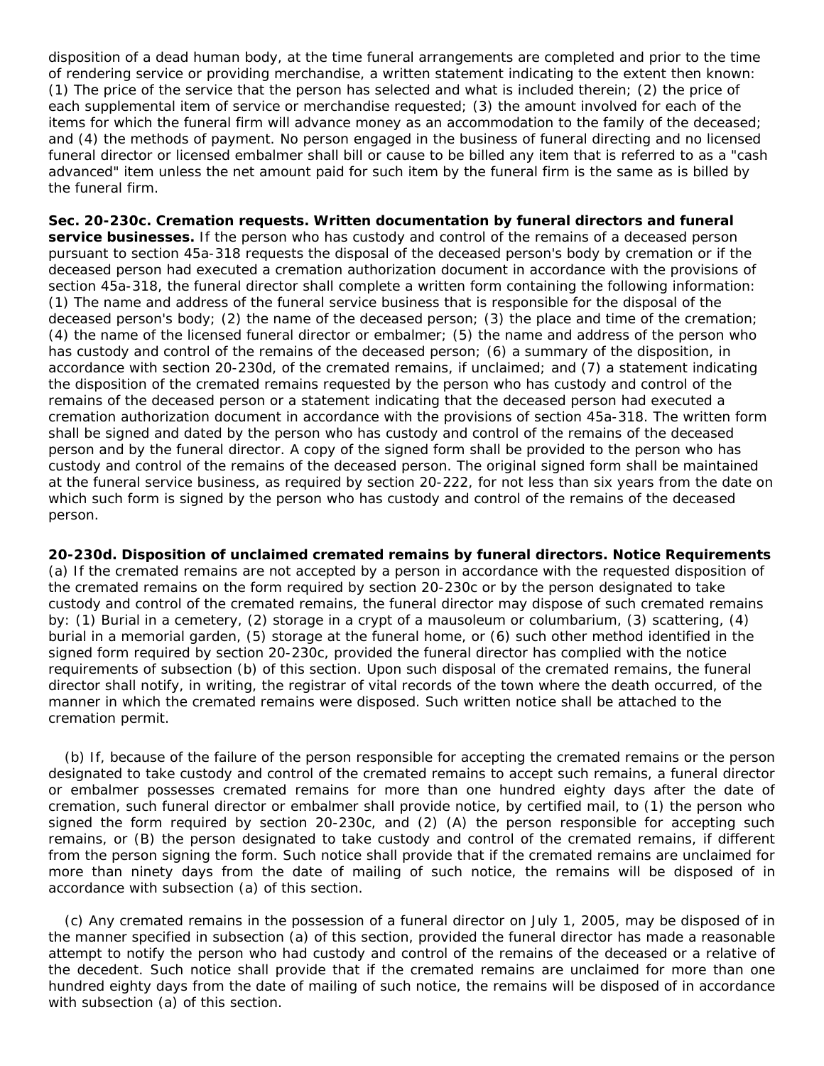disposition of a dead human body, at the time funeral arrangements are completed and prior to the time of rendering service or providing merchandise, a written statement indicating to the extent then known: (1) The price of the service that the person has selected and what is included therein; (2) the price of each supplemental item of service or merchandise requested; (3) the amount involved for each of the items for which the funeral firm will advance money as an accommodation to the family of the deceased; and (4) the methods of payment. No person engaged in the business of funeral directing and no licensed funeral director or licensed embalmer shall bill or cause to be billed any item that is referred to as a "cash advanced" item unless the net amount paid for such item by the funeral firm is the same as is billed by the funeral firm.

**Sec. 20-230c. Cremation requests. Written documentation by funeral directors and funeral service businesses.** If the person who has custody and control of the remains of a deceased person pursuant to section 45a-318 requests the disposal of the deceased person's body by cremation or if the deceased person had executed a cremation authorization document in accordance with the provisions of section 45a-318, the funeral director shall complete a written form containing the following information: (1) The name and address of the funeral service business that is responsible for the disposal of the deceased person's body; (2) the name of the deceased person; (3) the place and time of the cremation; (4) the name of the licensed funeral director or embalmer; (5) the name and address of the person who has custody and control of the remains of the deceased person; (6) a summary of the disposition, in accordance with section 20-230d, of the cremated remains, if unclaimed; and (7) a statement indicating the disposition of the cremated remains requested by the person who has custody and control of the remains of the deceased person or a statement indicating that the deceased person had executed a cremation authorization document in accordance with the provisions of section 45a-318. The written form shall be signed and dated by the person who has custody and control of the remains of the deceased person and by the funeral director. A copy of the signed form shall be provided to the person who has custody and control of the remains of the deceased person. The original signed form shall be maintained at the funeral service business, as required by section 20-222, for not less than six years from the date on which such form is signed by the person who has custody and control of the remains of the deceased person.

**20-230d. Disposition of unclaimed cremated remains by funeral directors. Notice Requirements** (a) If the cremated remains are not accepted by a person in accordance with the requested disposition of the cremated remains on the form required by section 20-230c or by the person designated to take custody and control of the cremated remains, the funeral director may dispose of such cremated remains by: (1) Burial in a cemetery, (2) storage in a crypt of a mausoleum or columbarium, (3) scattering, (4) burial in a memorial garden, (5) storage at the funeral home, or (6) such other method identified in the signed form required by section 20-230c, provided the funeral director has complied with the notice requirements of subsection (b) of this section. Upon such disposal of the cremated remains, the funeral director shall notify, in writing, the registrar of vital records of the town where the death occurred, of the manner in which the cremated remains were disposed. Such written notice shall be attached to the cremation permit.

(b) If, because of the failure of the person responsible for accepting the cremated remains or the person designated to take custody and control of the cremated remains to accept such remains, a funeral director or embalmer possesses cremated remains for more than one hundred eighty days after the date of cremation, such funeral director or embalmer shall provide notice, by certified mail, to (1) the person who signed the form required by section 20-230c, and (2) (A) the person responsible for accepting such remains, or (B) the person designated to take custody and control of the cremated remains, if different from the person signing the form. Such notice shall provide that if the cremated remains are unclaimed for more than ninety days from the date of mailing of such notice, the remains will be disposed of in accordance with subsection (a) of this section.

(c) Any cremated remains in the possession of a funeral director on July 1, 2005, may be disposed of in the manner specified in subsection (a) of this section, provided the funeral director has made a reasonable attempt to notify the person who had custody and control of the remains of the deceased or a relative of the decedent. Such notice shall provide that if the cremated remains are unclaimed for more than one hundred eighty days from the date of mailing of such notice, the remains will be disposed of in accordance with subsection (a) of this section.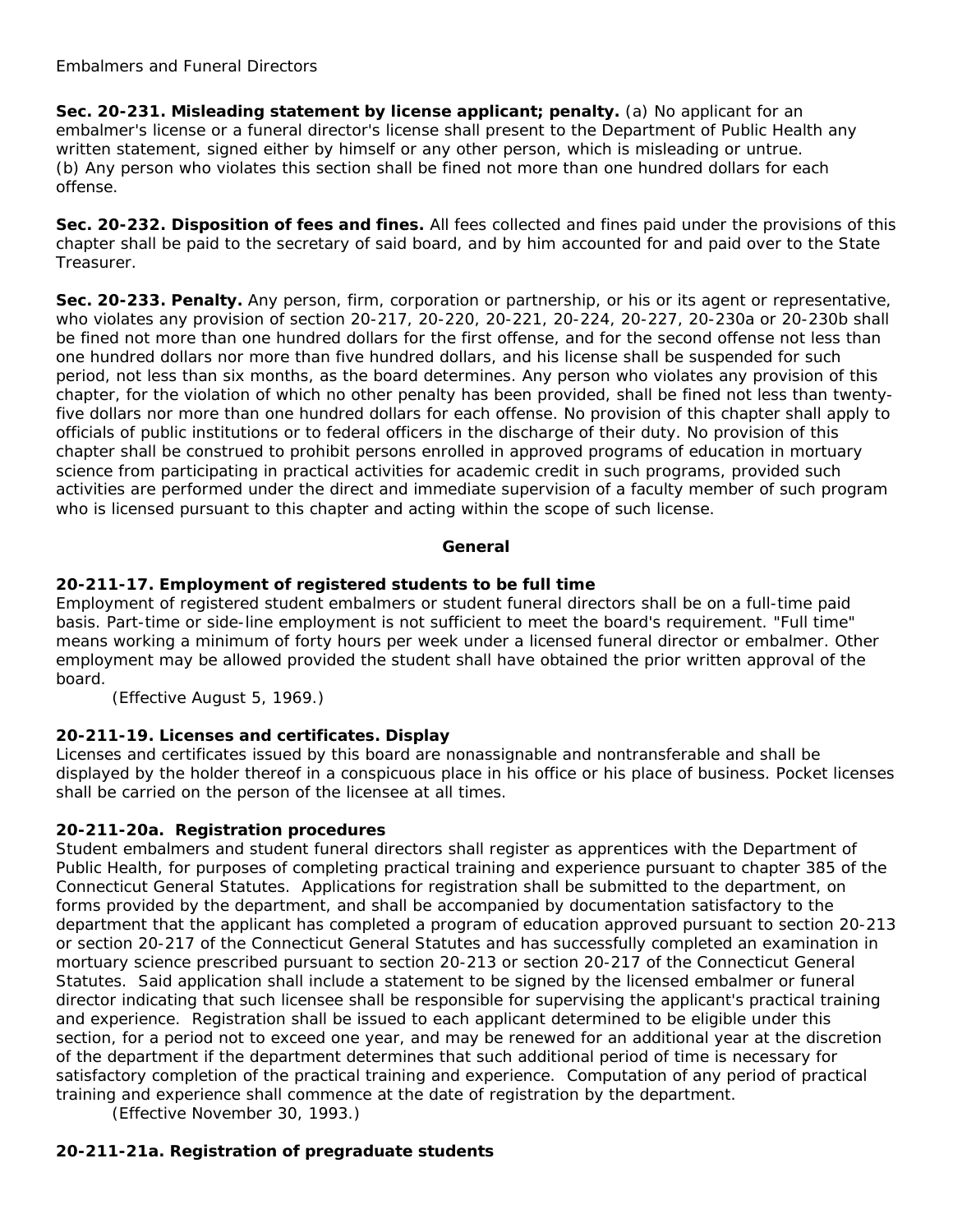Embalmers and Funeral Directors

**Sec. 20-231. Misleading statement by license applicant; penalty.** (a) No applicant for an embalmer's license or a funeral director's license shall present to the Department of Public Health any written statement, signed either by himself or any other person, which is misleading or untrue.
(b) Any person who violates this section shall be fined not more than one hundred dollars for each offense.

**Sec. 20-232. Disposition of fees and fines.** All fees collected and fines paid under the provisions of this chapter shall be paid to the secretary of said board, and by him accounted for and paid over to the State Treasurer.

**Sec. 20-233. Penalty.** Any person, firm, corporation or partnership, or his or its agent or representative, who violates any provision of section 20-217, 20-220, 20-221, 20-224, 20-227, 20-230a or 20-230b shall be fined not more than one hundred dollars for the first offense, and for the second offense not less than one hundred dollars nor more than five hundred dollars, and his license shall be suspended for such period, not less than six months, as the board determines. Any person who violates any provision of this chapter, for the violation of which no other penalty has been provided, shall be fined not less than twenty-five dollars nor more than one hundred dollars for each offense. No provision of this chapter shall apply to officials of public institutions or to federal officers in the discharge of their duty. No provision of this chapter shall be construed to prohibit persons enrolled in approved programs of education in mortuary science from participating in practical activities for academic credit in such programs, provided such activities are performed under the direct and immediate supervision of a faculty member of such program who is licensed pursuant to this chapter and acting within the scope of such license.

## General

**20-211-17. Employment of registered students to be full time**
Employment of registered student embalmers or student funeral directors shall be on a full-time paid basis. Part-time or side-line employment is not sufficient to meet the board's requirement. "Full time" means working a minimum of forty hours per week under a licensed funeral director or embalmer. Other employment may be allowed provided the student shall have obtained the prior written approval of the board.

(Effective August 5, 1969.)

**20-211-19. Licenses and certificates. Display**
Licenses and certificates issued by this board are nonassignable and nontransferable and shall be displayed by the holder thereof in a conspicuous place in his office or his place of business. Pocket licenses shall be carried on the person of the licensee at all times.

**20-211-20a. Registration procedures**
Student embalmers and student funeral directors shall register as apprentices with the Department of Public Health, for purposes of completing practical training and experience pursuant to chapter 385 of the Connecticut General Statutes. Applications for registration shall be submitted to the department, on forms provided by the department, and shall be accompanied by documentation satisfactory to the department that the applicant has completed a program of education approved pursuant to section 20-213 or section 20-217 of the Connecticut General Statutes and has successfully completed an examination in mortuary science prescribed pursuant to section 20-213 or section 20-217 of the Connecticut General Statutes. Said application shall include a statement to be signed by the licensed embalmer or funeral director indicating that such licensee shall be responsible for supervising the applicant's practical training and experience. Registration shall be issued to each applicant determined to be eligible under this section, for a period not to exceed one year, and may be renewed for an additional year at the discretion of the department if the department determines that such additional period of time is necessary for satisfactory completion of the practical training and experience. Computation of any period of practical training and experience shall commence at the date of registration by the department.

(Effective November 30, 1993.)

**20-211-21a. Registration of pregraduate students**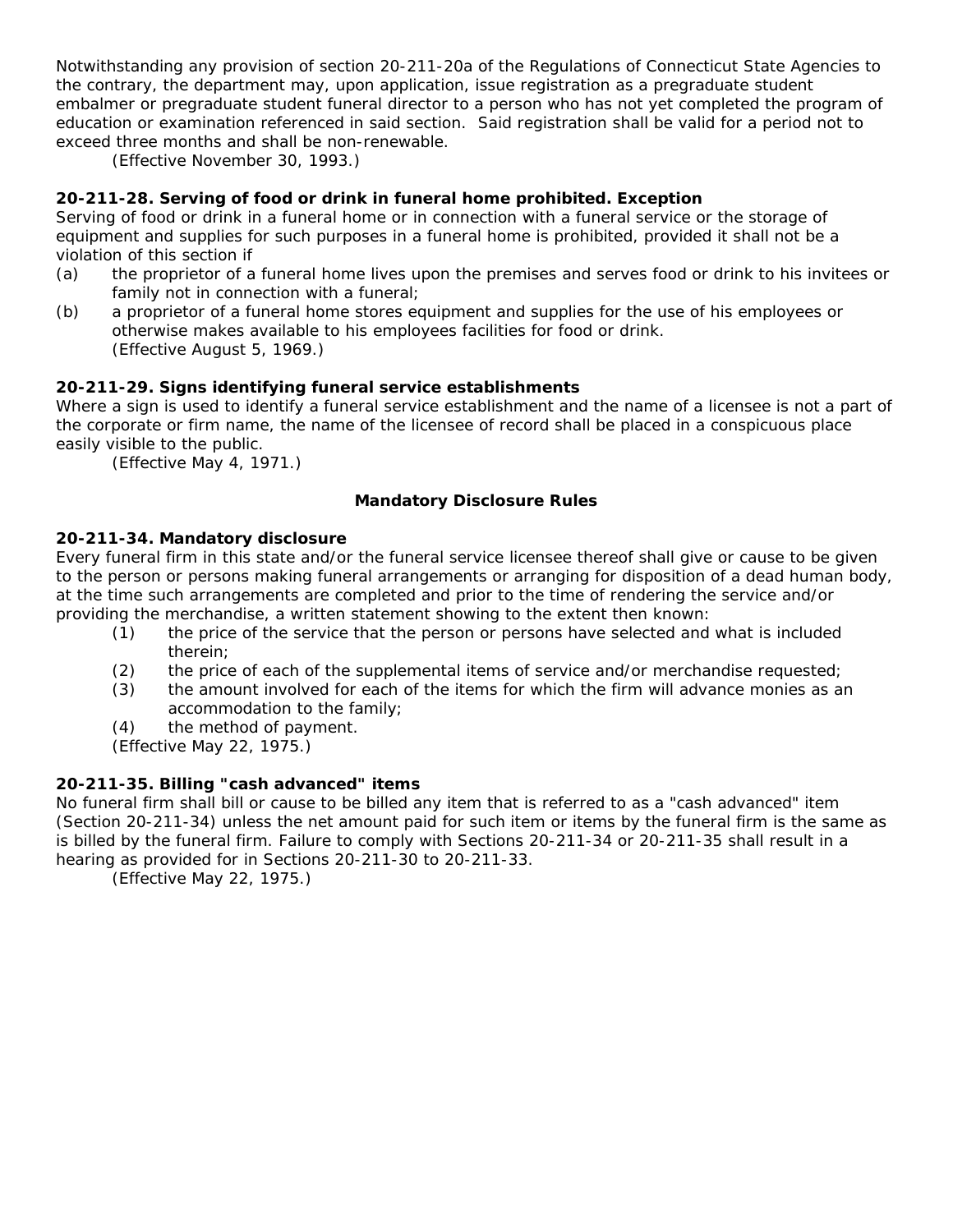Notwithstanding any provision of section 20-211-20a of the Regulations of Connecticut State Agencies to the contrary, the department may, upon application, issue registration as a pregraduate student embalmer or pregraduate student funeral director to a person who has not yet completed the program of education or examination referenced in said section. Said registration shall be valid for a period not to exceed three months and shall be non-renewable.

(Effective November 30, 1993.)

**20-211-28. Serving of food or drink in funeral home prohibited. Exception**

Serving of food or drink in a funeral home or in connection with a funeral service or the storage of equipment and supplies for such purposes in a funeral home is prohibited, provided it shall not be a violation of this section if

(a) the proprietor of a funeral home lives upon the premises and serves food or drink to his invitees or family not in connection with a funeral;

(b) a proprietor of a funeral home stores equipment and supplies for the use of his employees or otherwise makes available to his employees facilities for food or drink.

(Effective August 5, 1969.)

**20-211-29. Signs identifying funeral service establishments**

Where a sign is used to identify a funeral service establishment and the name of a licensee is not a part of the corporate or firm name, the name of the licensee of record shall be placed in a conspicuous place easily visible to the public.

(Effective May 4, 1971.)

## Mandatory Disclosure Rules

**20-211-34. Mandatory disclosure**

Every funeral firm in this state and/or the funeral service licensee thereof shall give or cause to be given to the person or persons making funeral arrangements or arranging for disposition of a dead human body, at the time such arrangements are completed and prior to the time of rendering the service and/or providing the merchandise, a written statement showing to the extent then known:

(1) the price of the service that the person or persons have selected and what is included therein;

(2) the price of each of the supplemental items of service and/or merchandise requested;

(3) the amount involved for each of the items for which the firm will advance monies as an accommodation to the family;

(4) the method of payment.

(Effective May 22, 1975.)

**20-211-35. Billing "cash advanced" items**

No funeral firm shall bill or cause to be billed any item that is referred to as a "cash advanced" item (Section 20-211-34) unless the net amount paid for such item or items by the funeral firm is the same as is billed by the funeral firm. Failure to comply with Sections 20-211-34 or 20-211-35 shall result in a hearing as provided for in Sections 20-211-30 to 20-211-33.

(Effective May 22, 1975.)